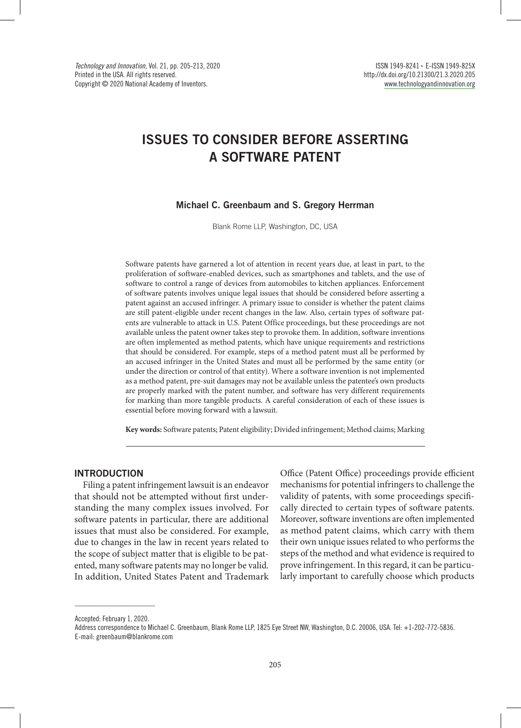# ISSUES TO CONSIDER BEFORE ASSERTING A SOFTWARE PATENT

**Michael C. Greenbaum and S. Gregory Herrman**

Blank Rome LLP, Washington, DC, USA

Software patents have garnered a lot of attention in recent years due, at least in part, to the proliferation of software-enabled devices, such as smartphones and tablets, and the use of software to control a range of devices from automobiles to kitchen appliances. Enforcement of software patents involves unique legal issues that should be considered before asserting a patent against an accused infringer. A primary issue to consider is whether the patent claims are still patent-eligible under recent changes in the law. Also, certain types of software patents are vulnerable to attack in U.S. Patent Office proceedings, but these proceedings are not available unless the patent owner takes step to provoke them. In addition, software inventions are often implemented as method patents, which have unique requirements and restrictions that should be considered. For example, steps of a method patent must all be performed by an accused infringer in the United States and must all be performed by the same entity (or under the direction or control of that entity). Where a software invention is not implemented as a method patent, pre-suit damages may not be available unless the patentee's own products are properly marked with the patent number, and software has very different requirements for marking than more tangible products. A careful consideration of each of these issues is essential before moving forward with a lawsuit.

**Key words:** Software patents; Patent eligibility; Divided infringement; Method claims; Marking

## INTRODUCTION

Filing a patent infringement lawsuit is an endeavor that should not be attempted without first understanding the many complex issues involved. For software patents in particular, there are additional issues that must also be considered. For example, due to changes in the law in recent years related to the scope of subject matter that is eligible to be patented, many software patents may no longer be valid. In addition, United States Patent and Trademark Office (Patent Office) proceedings provide efficient mechanisms for potential infringers to challenge the validity of patents, with some proceedings specifically directed to certain types of software patents. Moreover, software inventions are often implemented as method patent claims, which carry with them their own unique issues related to who performs the steps of the method and what evidence is required to prove infringement. In this regard, it can be particularly important to carefully choose which products

Accepted: February 1, 2020.

Address correspondence to Michael C. Greenbaum, Blank Rome LLP, 1825 Eye Street NW, Washington, D.C. 20006, USA. Tel: +1-202-772-5836. E-mail: greenbaum@blankrome.com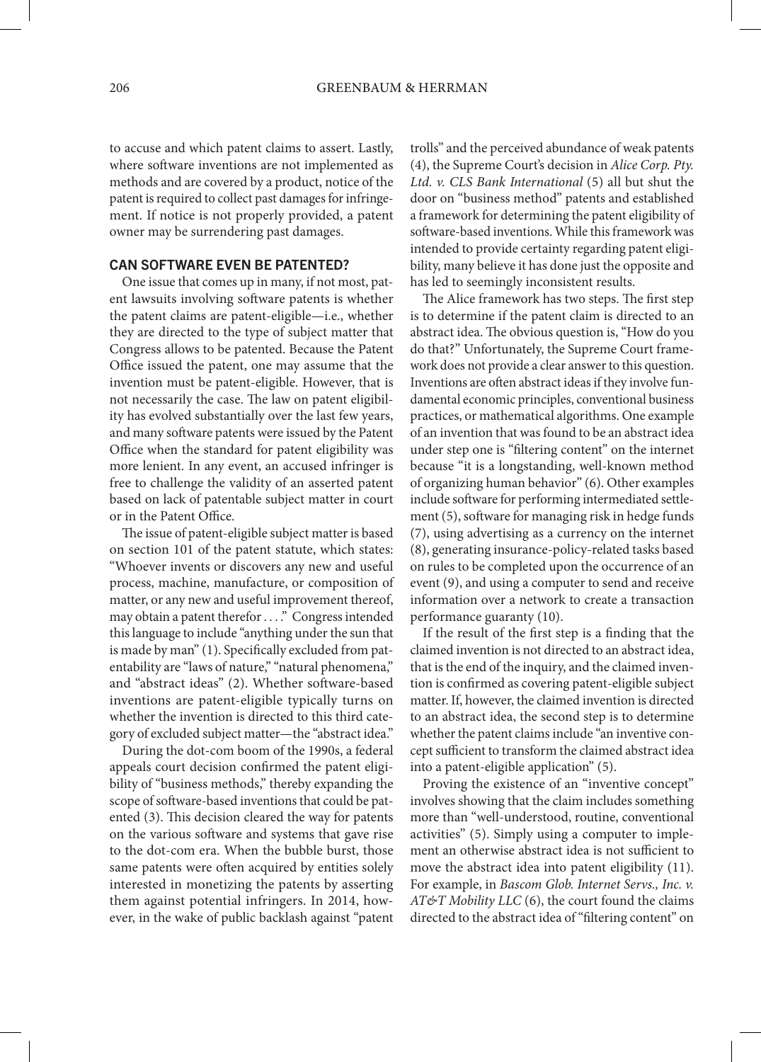to accuse and which patent claims to assert. Lastly, where software inventions are not implemented as methods and are covered by a product, notice of the patent is required to collect past damages for infringement. If notice is not properly provided, a patent owner may be surrendering past damages.

## CAN SOFTWARE EVEN BE PATENTED?

One issue that comes up in many, if not most, patent lawsuits involving software patents is whether the patent claims are patent-eligible—i.e., whether they are directed to the type of subject matter that Congress allows to be patented. Because the Patent Office issued the patent, one may assume that the invention must be patent-eligible. However, that is not necessarily the case. The law on patent eligibility has evolved substantially over the last few years, and many software patents were issued by the Patent Office when the standard for patent eligibility was more lenient. In any event, an accused infringer is free to challenge the validity of an asserted patent based on lack of patentable subject matter in court or in the Patent Office.

The issue of patent-eligible subject matter is based on section 101 of the patent statute, which states: "Whoever invents or discovers any new and useful process, machine, manufacture, or composition of matter, or any new and useful improvement thereof, may obtain a patent therefor . . . ." Congress intended this language to include "anything under the sun that is made by man" (1). Specifically excluded from patentability are "laws of nature," "natural phenomena," and "abstract ideas" (2). Whether software-based inventions are patent-eligible typically turns on whether the invention is directed to this third category of excluded subject matter—the "abstract idea."

During the dot-com boom of the 1990s, a federal appeals court decision confirmed the patent eligibility of "business methods," thereby expanding the scope of software-based inventions that could be patented (3). This decision cleared the way for patents on the various software and systems that gave rise to the dot-com era. When the bubble burst, those same patents were often acquired by entities solely interested in monetizing the patents by asserting them against potential infringers. In 2014, however, in the wake of public backlash against "patent trolls" and the perceived abundance of weak patents (4), the Supreme Court's decision in *Alice Corp. Pty. Ltd. v. CLS Bank International* (5) all but shut the door on "business method" patents and established a framework for determining the patent eligibility of software-based inventions. While this framework was intended to provide certainty regarding patent eligibility, many believe it has done just the opposite and has led to seemingly inconsistent results.

The Alice framework has two steps. The first step is to determine if the patent claim is directed to an abstract idea. The obvious question is, "How do you do that?" Unfortunately, the Supreme Court framework does not provide a clear answer to this question. Inventions are often abstract ideas if they involve fundamental economic principles, conventional business practices, or mathematical algorithms. One example of an invention that was found to be an abstract idea under step one is "filtering content" on the internet because "it is a longstanding, well-known method of organizing human behavior" (6). Other examples include software for performing intermediated settlement (5), software for managing risk in hedge funds (7), using advertising as a currency on the internet (8), generating insurance-policy-related tasks based on rules to be completed upon the occurrence of an event (9), and using a computer to send and receive information over a network to create a transaction performance guaranty (10).

If the result of the first step is a finding that the claimed invention is not directed to an abstract idea, that is the end of the inquiry, and the claimed invention is confirmed as covering patent-eligible subject matter. If, however, the claimed invention is directed to an abstract idea, the second step is to determine whether the patent claims include "an inventive concept sufficient to transform the claimed abstract idea into a patent-eligible application" (5).

Proving the existence of an "inventive concept" involves showing that the claim includes something more than "well-understood, routine, conventional activities" (5). Simply using a computer to implement an otherwise abstract idea is not sufficient to move the abstract idea into patent eligibility (11). For example, in *Bascom Glob. Internet Servs., Inc. v. AT&T Mobility LLC* (6), the court found the claims directed to the abstract idea of "filtering content" on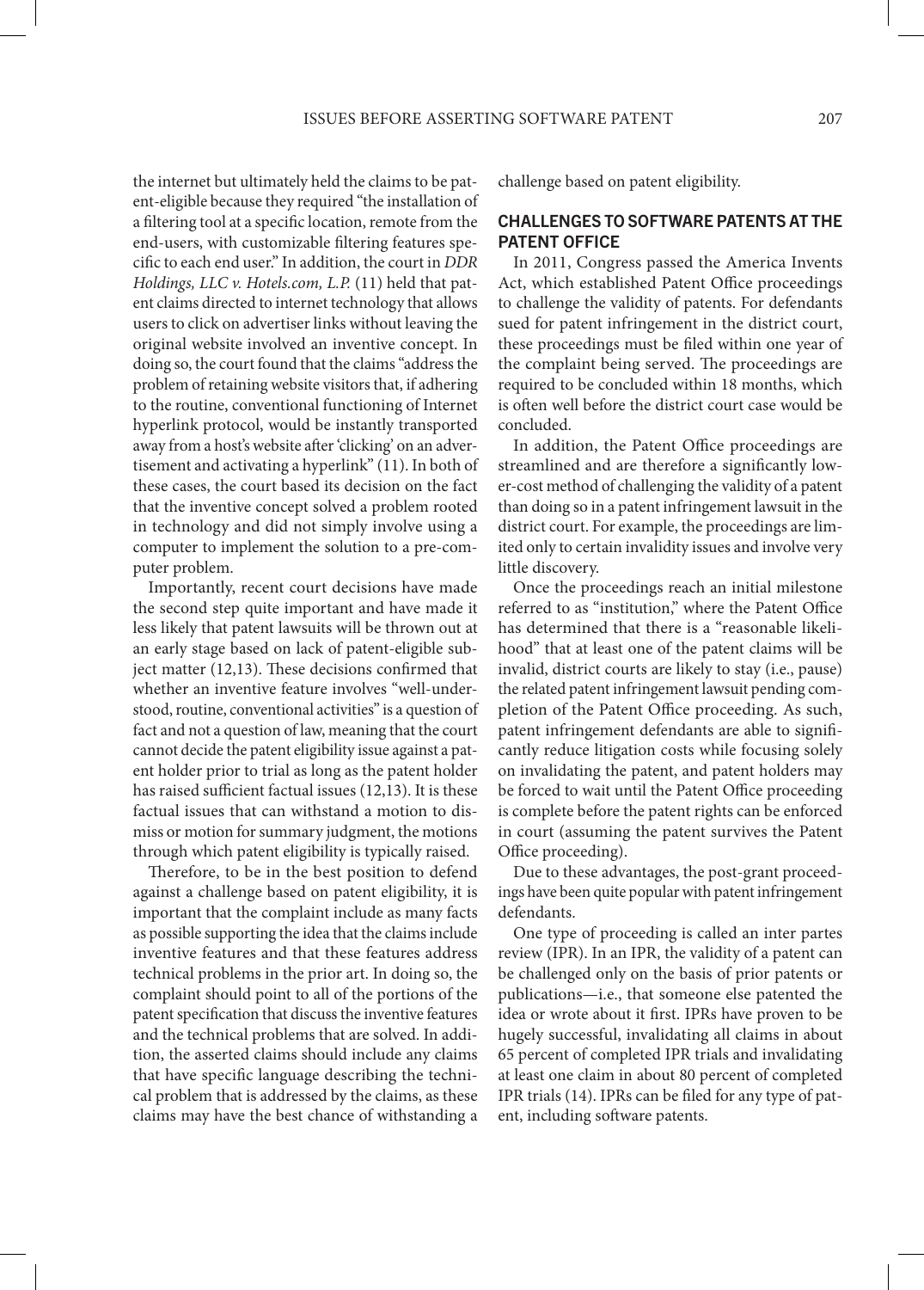the internet but ultimately held the claims to be patent-eligible because they required "the installation of a filtering tool at a specific location, remote from the end-users, with customizable filtering features specific to each end user." In addition, the court in *DDR Holdings, LLC v. Hotels.com, L.P.* (11) held that patent claims directed to internet technology that allows users to click on advertiser links without leaving the original website involved an inventive concept. In doing so, the court found that the claims "address the problem of retaining website visitors that, if adhering to the routine, conventional functioning of Internet hyperlink protocol, would be instantly transported away from a host's website after 'clicking' on an advertisement and activating a hyperlink" (11). In both of these cases, the court based its decision on the fact that the inventive concept solved a problem rooted in technology and did not simply involve using a computer to implement the solution to a pre-computer problem.

Importantly, recent court decisions have made the second step quite important and have made it less likely that patent lawsuits will be thrown out at an early stage based on lack of patent-eligible subject matter (12,13). These decisions confirmed that whether an inventive feature involves "well-understood, routine, conventional activities" is a question of fact and not a question of law, meaning that the court cannot decide the patent eligibility issue against a patent holder prior to trial as long as the patent holder has raised sufficient factual issues (12,13). It is these factual issues that can withstand a motion to dismiss or motion for summary judgment, the motions through which patent eligibility is typically raised.

Therefore, to be in the best position to defend against a challenge based on patent eligibility, it is important that the complaint include as many facts as possible supporting the idea that the claims include inventive features and that these features address technical problems in the prior art. In doing so, the complaint should point to all of the portions of the patent specification that discuss the inventive features and the technical problems that are solved. In addition, the asserted claims should include any claims that have specific language describing the technical problem that is addressed by the claims, as these claims may have the best chance of withstanding a challenge based on patent eligibility.

## CHALLENGES TO SOFTWARE PATENTS AT THE PATENT OFFICE

In 2011, Congress passed the America Invents Act, which established Patent Office proceedings to challenge the validity of patents. For defendants sued for patent infringement in the district court, these proceedings must be filed within one year of the complaint being served. The proceedings are required to be concluded within 18 months, which is often well before the district court case would be concluded.

In addition, the Patent Office proceedings are streamlined and are therefore a significantly lower-cost method of challenging the validity of a patent than doing so in a patent infringement lawsuit in the district court. For example, the proceedings are limited only to certain invalidity issues and involve very little discovery.

Once the proceedings reach an initial milestone referred to as "institution," where the Patent Office has determined that there is a "reasonable likelihood" that at least one of the patent claims will be invalid, district courts are likely to stay (i.e., pause) the related patent infringement lawsuit pending completion of the Patent Office proceeding. As such, patent infringement defendants are able to significantly reduce litigation costs while focusing solely on invalidating the patent, and patent holders may be forced to wait until the Patent Office proceeding is complete before the patent rights can be enforced in court (assuming the patent survives the Patent Office proceeding).

Due to these advantages, the post-grant proceedings have been quite popular with patent infringement defendants.

One type of proceeding is called an inter partes review (IPR). In an IPR, the validity of a patent can be challenged only on the basis of prior patents or publications—i.e., that someone else patented the idea or wrote about it first. IPRs have proven to be hugely successful, invalidating all claims in about 65 percent of completed IPR trials and invalidating at least one claim in about 80 percent of completed IPR trials (14). IPRs can be filed for any type of patent, including software patents.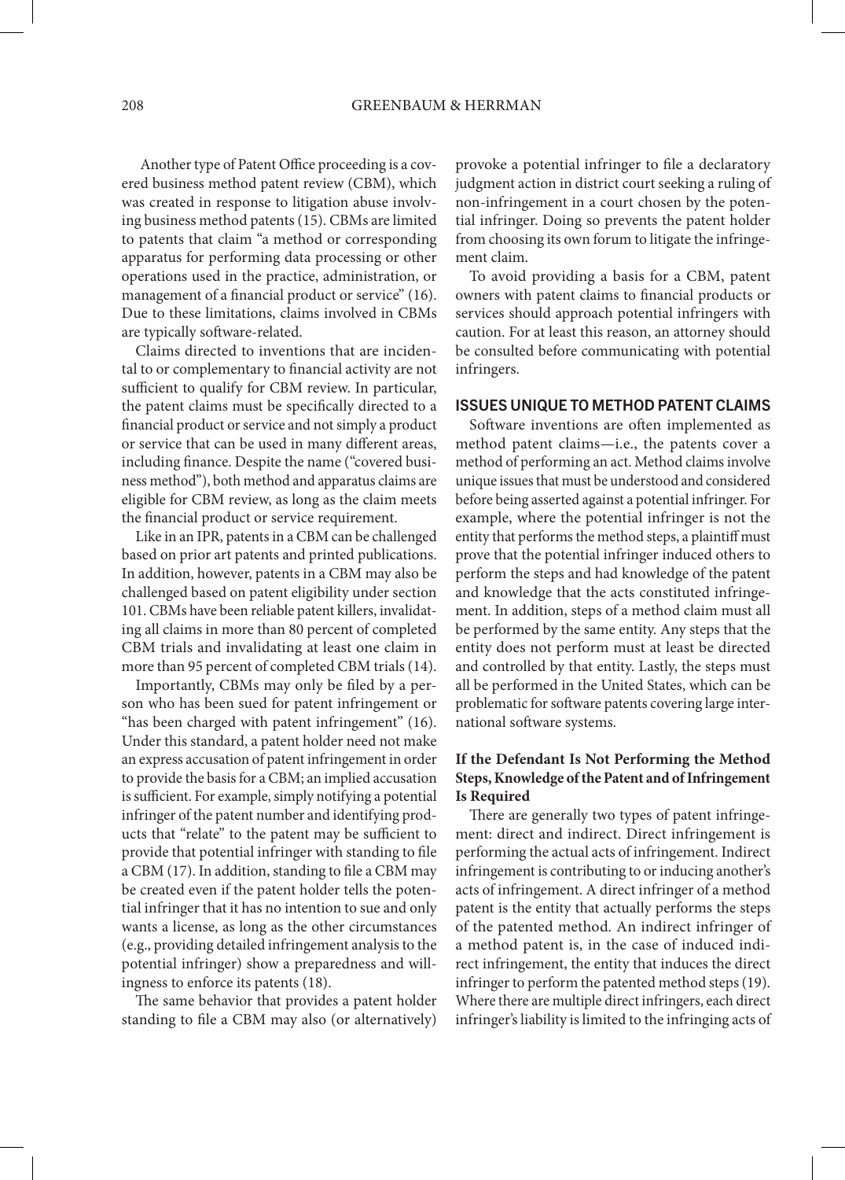Another type of Patent Office proceeding is a covered business method patent review (CBM), which was created in response to litigation abuse involving business method patents (15). CBMs are limited to patents that claim "a method or corresponding apparatus for performing data processing or other operations used in the practice, administration, or management of a financial product or service" (16). Due to these limitations, claims involved in CBMs are typically software-related.

Claims directed to inventions that are incidental to or complementary to financial activity are not sufficient to qualify for CBM review. In particular, the patent claims must be specifically directed to a financial product or service and not simply a product or service that can be used in many different areas, including finance. Despite the name ("covered business method"), both method and apparatus claims are eligible for CBM review, as long as the claim meets the financial product or service requirement.

Like in an IPR, patents in a CBM can be challenged based on prior art patents and printed publications. In addition, however, patents in a CBM may also be challenged based on patent eligibility under section 101. CBMs have been reliable patent killers, invalidating all claims in more than 80 percent of completed CBM trials and invalidating at least one claim in more than 95 percent of completed CBM trials (14).

Importantly, CBMs may only be filed by a person who has been sued for patent infringement or "has been charged with patent infringement" (16). Under this standard, a patent holder need not make an express accusation of patent infringement in order to provide the basis for a CBM; an implied accusation is sufficient. For example, simply notifying a potential infringer of the patent number and identifying products that "relate" to the patent may be sufficient to provide that potential infringer with standing to file a CBM (17). In addition, standing to file a CBM may be created even if the patent holder tells the potential infringer that it has no intention to sue and only wants a license, as long as the other circumstances (e.g., providing detailed infringement analysis to the potential infringer) show a preparedness and willingness to enforce its patents (18).

The same behavior that provides a patent holder standing to file a CBM may also (or alternatively) provoke a potential infringer to file a declaratory judgment action in district court seeking a ruling of non-infringement in a court chosen by the potential infringer. Doing so prevents the patent holder from choosing its own forum to litigate the infringement claim.

To avoid providing a basis for a CBM, patent owners with patent claims to financial products or services should approach potential infringers with caution. For at least this reason, an attorney should be consulted before communicating with potential infringers.

## ISSUES UNIQUE TO METHOD PATENT CLAIMS

Software inventions are often implemented as method patent claims—i.e., the patents cover a method of performing an act. Method claims involve unique issues that must be understood and considered before being asserted against a potential infringer. For example, where the potential infringer is not the entity that performs the method steps, a plaintiff must prove that the potential infringer induced others to perform the steps and had knowledge of the patent and knowledge that the acts constituted infringement. In addition, steps of a method claim must all be performed by the same entity. Any steps that the entity does not perform must at least be directed and controlled by that entity. Lastly, the steps must all be performed in the United States, which can be problematic for software patents covering large international software systems.

### If the Defendant Is Not Performing the Method Steps, Knowledge of the Patent and of Infringement Is Required

There are generally two types of patent infringement: direct and indirect. Direct infringement is performing the actual acts of infringement. Indirect infringement is contributing to or inducing another's acts of infringement. A direct infringer of a method patent is the entity that actually performs the steps of the patented method. An indirect infringer of a method patent is, in the case of induced indirect infringement, the entity that induces the direct infringer to perform the patented method steps (19). Where there are multiple direct infringers, each direct infringer's liability is limited to the infringing acts of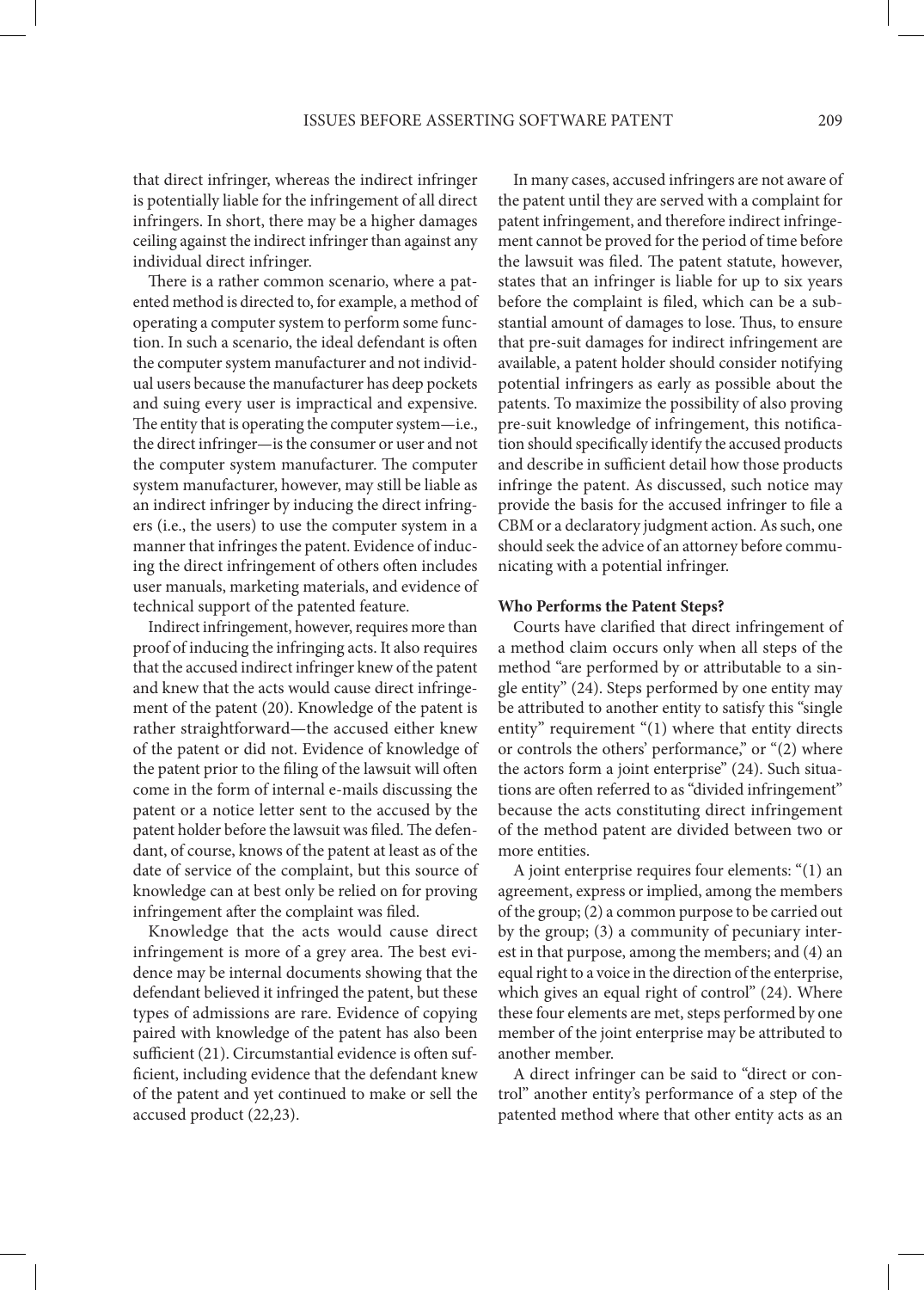that direct infringer, whereas the indirect infringer is potentially liable for the infringement of all direct infringers. In short, there may be a higher damages ceiling against the indirect infringer than against any individual direct infringer.

There is a rather common scenario, where a patented method is directed to, for example, a method of operating a computer system to perform some function. In such a scenario, the ideal defendant is often the computer system manufacturer and not individual users because the manufacturer has deep pockets and suing every user is impractical and expensive. The entity that is operating the computer system—i.e., the direct infringer—is the consumer or user and not the computer system manufacturer. The computer system manufacturer, however, may still be liable as an indirect infringer by inducing the direct infringers (i.e., the users) to use the computer system in a manner that infringes the patent. Evidence of inducing the direct infringement of others often includes user manuals, marketing materials, and evidence of technical support of the patented feature.

Indirect infringement, however, requires more than proof of inducing the infringing acts. It also requires that the accused indirect infringer knew of the patent and knew that the acts would cause direct infringement of the patent (20). Knowledge of the patent is rather straightforward—the accused either knew of the patent or did not. Evidence of knowledge of the patent prior to the filing of the lawsuit will often come in the form of internal e-mails discussing the patent or a notice letter sent to the accused by the patent holder before the lawsuit was filed. The defendant, of course, knows of the patent at least as of the date of service of the complaint, but this source of knowledge can at best only be relied on for proving infringement after the complaint was filed.

Knowledge that the acts would cause direct infringement is more of a grey area. The best evidence may be internal documents showing that the defendant believed it infringed the patent, but these types of admissions are rare. Evidence of copying paired with knowledge of the patent has also been sufficient (21). Circumstantial evidence is often sufficient, including evidence that the defendant knew of the patent and yet continued to make or sell the accused product (22,23).

In many cases, accused infringers are not aware of the patent until they are served with a complaint for patent infringement, and therefore indirect infringement cannot be proved for the period of time before the lawsuit was filed. The patent statute, however, states that an infringer is liable for up to six years before the complaint is filed, which can be a substantial amount of damages to lose. Thus, to ensure that pre-suit damages for indirect infringement are available, a patent holder should consider notifying potential infringers as early as possible about the patents. To maximize the possibility of also proving pre-suit knowledge of infringement, this notification should specifically identify the accused products and describe in sufficient detail how those products infringe the patent. As discussed, such notice may provide the basis for the accused infringer to file a CBM or a declaratory judgment action. As such, one should seek the advice of an attorney before communicating with a potential infringer.

**Who Performs the Patent Steps?**

Courts have clarified that direct infringement of a method claim occurs only when all steps of the method "are performed by or attributable to a single entity" (24). Steps performed by one entity may be attributed to another entity to satisfy this "single entity" requirement "(1) where that entity directs or controls the others' performance," or "(2) where the actors form a joint enterprise" (24). Such situations are often referred to as "divided infringement" because the acts constituting direct infringement of the method patent are divided between two or more entities.

A joint enterprise requires four elements: "(1) an agreement, express or implied, among the members of the group; (2) a common purpose to be carried out by the group; (3) a community of pecuniary interest in that purpose, among the members; and (4) an equal right to a voice in the direction of the enterprise, which gives an equal right of control" (24). Where these four elements are met, steps performed by one member of the joint enterprise may be attributed to another member.

A direct infringer can be said to "direct or control" another entity's performance of a step of the patented method where that other entity acts as an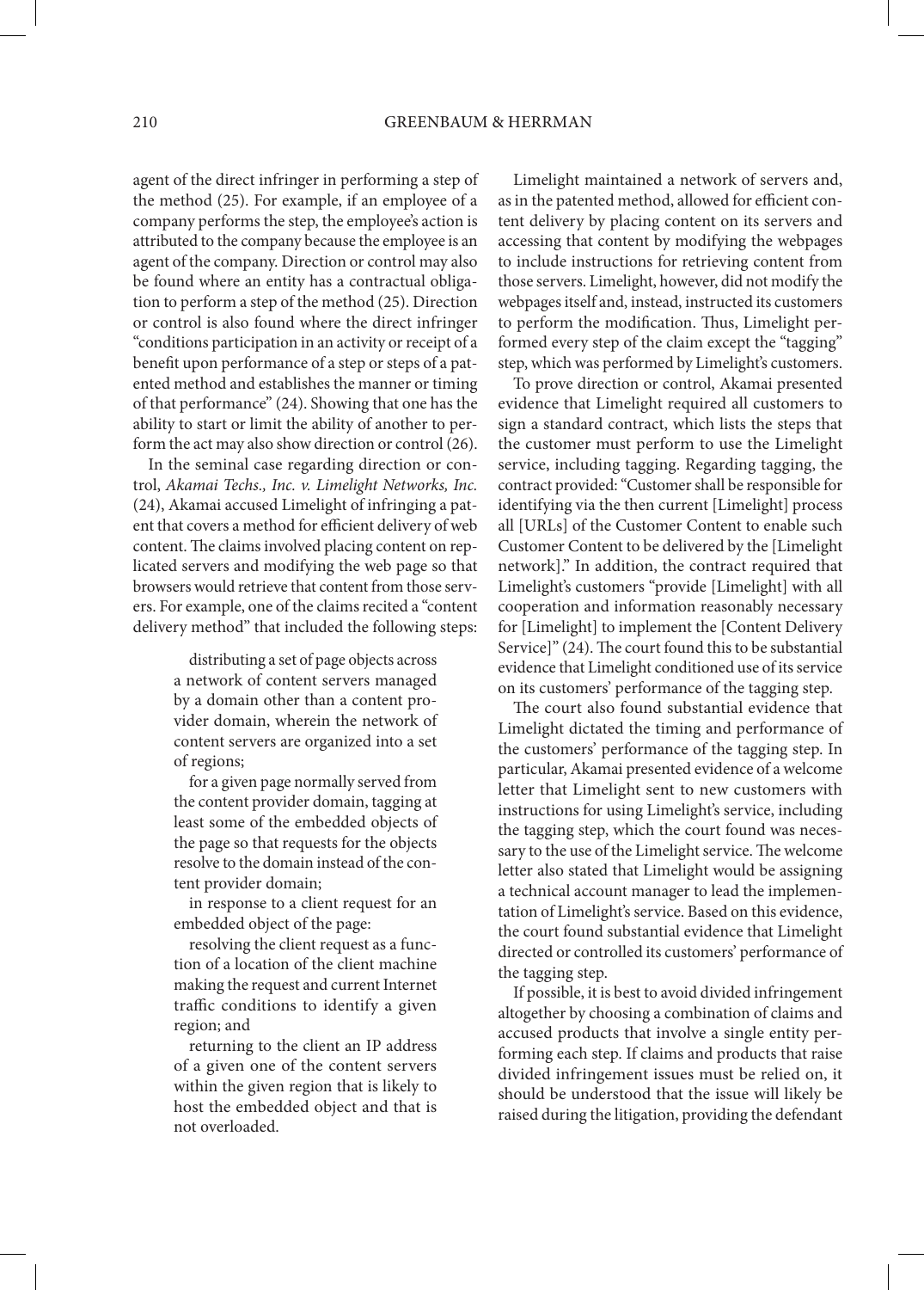agent of the direct infringer in performing a step of the method (25). For example, if an employee of a company performs the step, the employee's action is attributed to the company because the employee is an agent of the company. Direction or control may also be found where an entity has a contractual obligation to perform a step of the method (25). Direction or control is also found where the direct infringer "conditions participation in an activity or receipt of a benefit upon performance of a step or steps of a patented method and establishes the manner or timing of that performance" (24). Showing that one has the ability to start or limit the ability of another to perform the act may also show direction or control (26).

In the seminal case regarding direction or control, *Akamai Techs., Inc. v. Limelight Networks, Inc.* (24), Akamai accused Limelight of infringing a patent that covers a method for efficient delivery of web content. The claims involved placing content on replicated servers and modifying the web page so that browsers would retrieve that content from those servers. For example, one of the claims recited a "content delivery method" that included the following steps:

> distributing a set of page objects across a network of content servers managed by a domain other than a content provider domain, wherein the network of content servers are organized into a set of regions;
>
> for a given page normally served from the content provider domain, tagging at least some of the embedded objects of the page so that requests for the objects resolve to the domain instead of the content provider domain;
>
> in response to a client request for an embedded object of the page:
>
> resolving the client request as a function of a location of the client machine making the request and current Internet traffic conditions to identify a given region; and
>
> returning to the client an IP address of a given one of the content servers within the given region that is likely to host the embedded object and that is not overloaded.

Limelight maintained a network of servers and, as in the patented method, allowed for efficient content delivery by placing content on its servers and accessing that content by modifying the webpages to include instructions for retrieving content from those servers. Limelight, however, did not modify the webpages itself and, instead, instructed its customers to perform the modification. Thus, Limelight performed every step of the claim except the "tagging" step, which was performed by Limelight's customers.

To prove direction or control, Akamai presented evidence that Limelight required all customers to sign a standard contract, which lists the steps that the customer must perform to use the Limelight service, including tagging. Regarding tagging, the contract provided: "Customer shall be responsible for identifying via the then current [Limelight] process all [URLs] of the Customer Content to enable such Customer Content to be delivered by the [Limelight network]." In addition, the contract required that Limelight's customers "provide [Limelight] with all cooperation and information reasonably necessary for [Limelight] to implement the [Content Delivery Service]" (24). The court found this to be substantial evidence that Limelight conditioned use of its service on its customers' performance of the tagging step.

The court also found substantial evidence that Limelight dictated the timing and performance of the customers' performance of the tagging step. In particular, Akamai presented evidence of a welcome letter that Limelight sent to new customers with instructions for using Limelight's service, including the tagging step, which the court found was necessary to the use of the Limelight service. The welcome letter also stated that Limelight would be assigning a technical account manager to lead the implementation of Limelight's service. Based on this evidence, the court found substantial evidence that Limelight directed or controlled its customers' performance of the tagging step.

If possible, it is best to avoid divided infringement altogether by choosing a combination of claims and accused products that involve a single entity performing each step. If claims and products that raise divided infringement issues must be relied on, it should be understood that the issue will likely be raised during the litigation, providing the defendant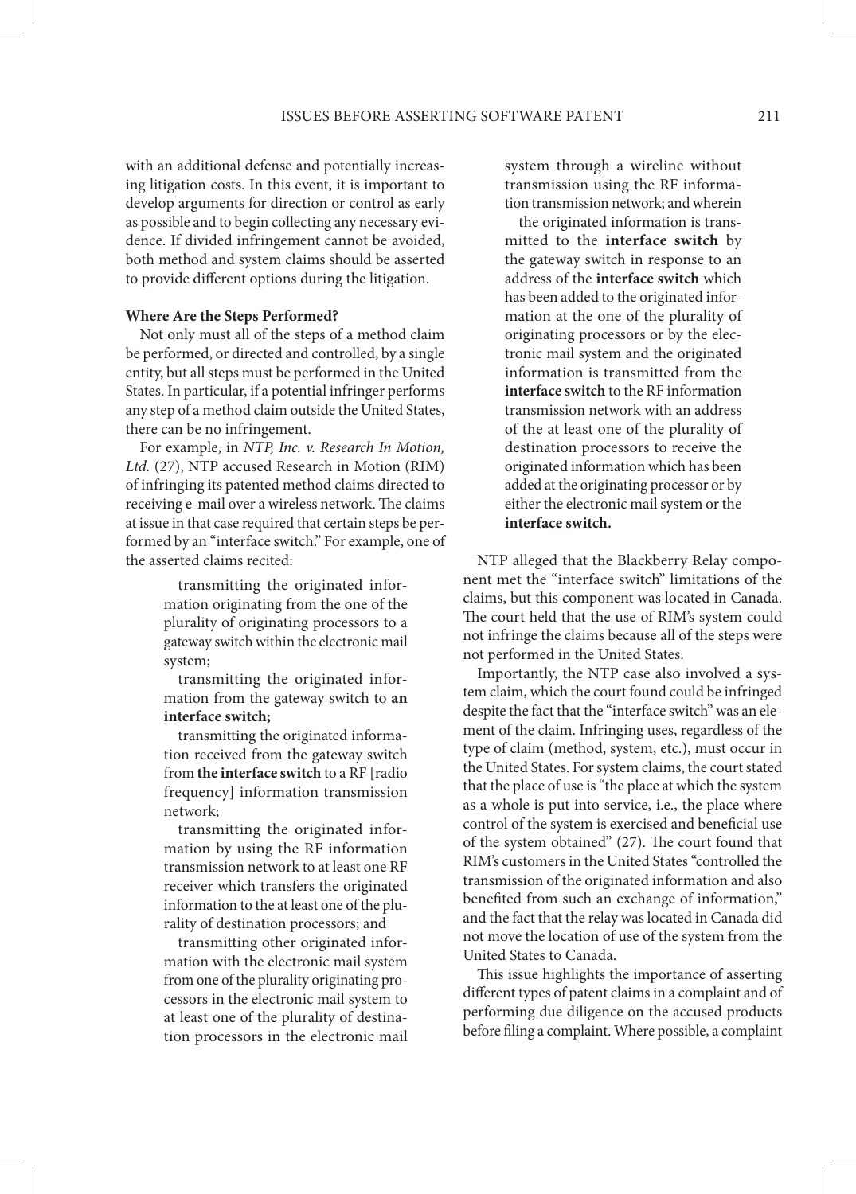with an additional defense and potentially increasing litigation costs. In this event, it is important to develop arguments for direction or control as early as possible and to begin collecting any necessary evidence. If divided infringement cannot be avoided, both method and system claims should be asserted to provide different options during the litigation.

**Where Are the Steps Performed?**

Not only must all of the steps of a method claim be performed, or directed and controlled, by a single entity, but all steps must be performed in the United States. In particular, if a potential infringer performs any step of a method claim outside the United States, there can be no infringement.

For example, in *NTP, Inc. v. Research In Motion, Ltd.* (27), NTP accused Research in Motion (RIM) of infringing its patented method claims directed to receiving e-mail over a wireless network. The claims at issue in that case required that certain steps be performed by an "interface switch." For example, one of the asserted claims recited:

> transmitting the originated information originating from the one of the plurality of originating processors to a gateway switch within the electronic mail system;
>
> transmitting the originated information from the gateway switch to **an interface switch;**
>
> transmitting the originated information received from the gateway switch from **the interface switch** to a RF [radio frequency] information transmission network;
>
> transmitting the originated information by using the RF information transmission network to at least one RF receiver which transfers the originated information to the at least one of the plurality of destination processors; and
>
> transmitting other originated information with the electronic mail system from one of the plurality originating processors in the electronic mail system to at least one of the plurality of destination processors in the electronic mail system through a wireline without transmission using the RF information transmission network; and wherein
>
> the originated information is transmitted to the **interface switch** by the gateway switch in response to an address of the **interface switch** which has been added to the originated information at the one of the plurality of originating processors or by the electronic mail system and the originated information is transmitted from the **interface switch** to the RF information transmission network with an address of the at least one of the plurality of destination processors to receive the originated information which has been added at the originating processor or by either the electronic mail system or the **interface switch.**

NTP alleged that the Blackberry Relay component met the "interface switch" limitations of the claims, but this component was located in Canada. The court held that the use of RIM's system could not infringe the claims because all of the steps were not performed in the United States.

Importantly, the NTP case also involved a system claim, which the court found could be infringed despite the fact that the "interface switch" was an element of the claim. Infringing uses, regardless of the type of claim (method, system, etc.), must occur in the United States. For system claims, the court stated that the place of use is "the place at which the system as a whole is put into service, i.e., the place where control of the system is exercised and beneficial use of the system obtained" (27). The court found that RIM's customers in the United States "controlled the transmission of the originated information and also benefited from such an exchange of information," and the fact that the relay was located in Canada did not move the location of use of the system from the United States to Canada.

This issue highlights the importance of asserting different types of patent claims in a complaint and of performing due diligence on the accused products before filing a complaint. Where possible, a complaint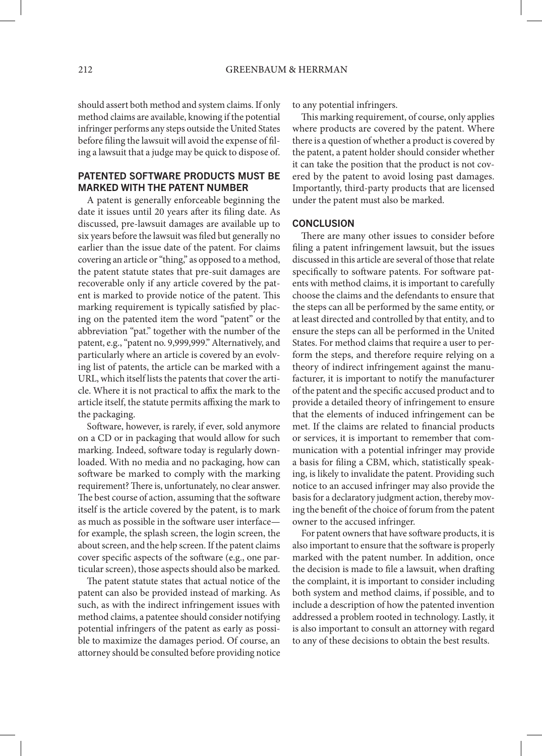should assert both method and system claims. If only method claims are available, knowing if the potential infringer performs any steps outside the United States before filing the lawsuit will avoid the expense of filing a lawsuit that a judge may be quick to dispose of.

## PATENTED SOFTWARE PRODUCTS MUST BE MARKED WITH THE PATENT NUMBER

A patent is generally enforceable beginning the date it issues until 20 years after its filing date. As discussed, pre-lawsuit damages are available up to six years before the lawsuit was filed but generally no earlier than the issue date of the patent. For claims covering an article or "thing," as opposed to a method, the patent statute states that pre-suit damages are recoverable only if any article covered by the patent is marked to provide notice of the patent. This marking requirement is typically satisfied by placing on the patented item the word "patent" or the abbreviation "pat." together with the number of the patent, e.g., "patent no. 9,999,999." Alternatively, and particularly where an article is covered by an evolving list of patents, the article can be marked with a URL, which itself lists the patents that cover the article. Where it is not practical to affix the mark to the article itself, the statute permits affixing the mark to the packaging.

Software, however, is rarely, if ever, sold anymore on a CD or in packaging that would allow for such marking. Indeed, software today is regularly downloaded. With no media and no packaging, how can software be marked to comply with the marking requirement? There is, unfortunately, no clear answer. The best course of action, assuming that the software itself is the article covered by the patent, is to mark as much as possible in the software user interface—for example, the splash screen, the login screen, the about screen, and the help screen. If the patent claims cover specific aspects of the software (e.g., one particular screen), those aspects should also be marked.

The patent statute states that actual notice of the patent can also be provided instead of marking. As such, as with the indirect infringement issues with method claims, a patentee should consider notifying potential infringers of the patent as early as possible to maximize the damages period. Of course, an attorney should be consulted before providing notice to any potential infringers.

This marking requirement, of course, only applies where products are covered by the patent. Where there is a question of whether a product is covered by the patent, a patent holder should consider whether it can take the position that the product is not covered by the patent to avoid losing past damages. Importantly, third-party products that are licensed under the patent must also be marked.

## CONCLUSION

There are many other issues to consider before filing a patent infringement lawsuit, but the issues discussed in this article are several of those that relate specifically to software patents. For software patents with method claims, it is important to carefully choose the claims and the defendants to ensure that the steps can all be performed by the same entity, or at least directed and controlled by that entity, and to ensure the steps can all be performed in the United States. For method claims that require a user to perform the steps, and therefore require relying on a theory of indirect infringement against the manufacturer, it is important to notify the manufacturer of the patent and the specific accused product and to provide a detailed theory of infringement to ensure that the elements of induced infringement can be met. If the claims are related to financial products or services, it is important to remember that communication with a potential infringer may provide a basis for filing a CBM, which, statistically speaking, is likely to invalidate the patent. Providing such notice to an accused infringer may also provide the basis for a declaratory judgment action, thereby moving the benefit of the choice of forum from the patent owner to the accused infringer.

For patent owners that have software products, it is also important to ensure that the software is properly marked with the patent number. In addition, once the decision is made to file a lawsuit, when drafting the complaint, it is important to consider including both system and method claims, if possible, and to include a description of how the patented invention addressed a problem rooted in technology. Lastly, it is also important to consult an attorney with regard to any of these decisions to obtain the best results.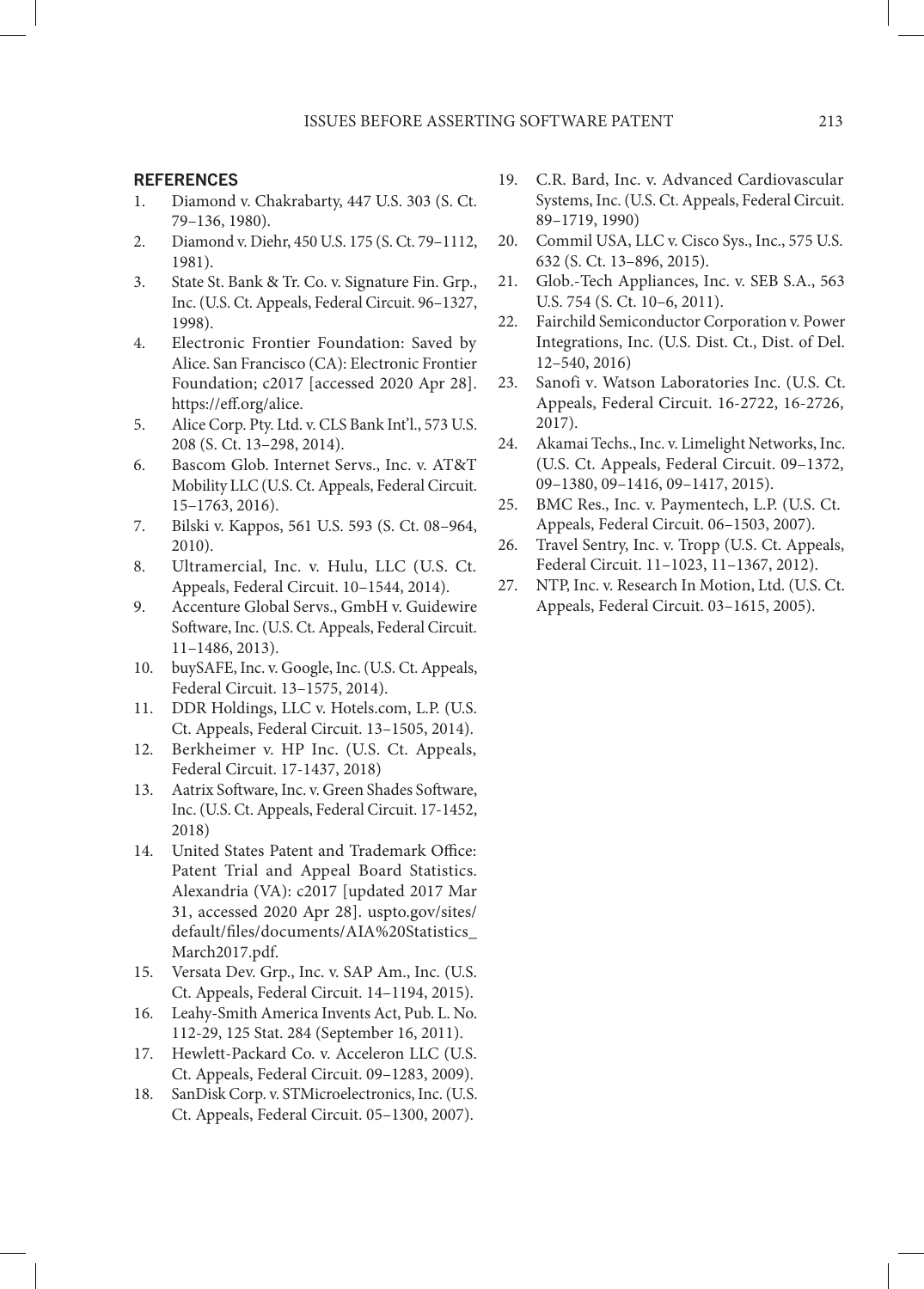## REFERENCES

1. Diamond v. Chakrabarty, 447 U.S. 303 (S. Ct. 79–136, 1980).
2. Diamond v. Diehr, 450 U.S. 175 (S. Ct. 79–1112, 1981).
3. State St. Bank & Tr. Co. v. Signature Fin. Grp., Inc. (U.S. Ct. Appeals, Federal Circuit. 96–1327, 1998).
4. Electronic Frontier Foundation: Saved by Alice. San Francisco (CA): Electronic Frontier Foundation; c2017 [accessed 2020 Apr 28]. https://eff.org/alice.
5. Alice Corp. Pty. Ltd. v. CLS Bank Int'l., 573 U.S. 208 (S. Ct. 13–298, 2014).
6. Bascom Glob. Internet Servs., Inc. v. AT&T Mobility LLC (U.S. Ct. Appeals, Federal Circuit. 15–1763, 2016).
7. Bilski v. Kappos, 561 U.S. 593 (S. Ct. 08–964, 2010).
8. Ultramercial, Inc. v. Hulu, LLC (U.S. Ct. Appeals, Federal Circuit. 10–1544, 2014).
9. Accenture Global Servs., GmbH v. Guidewire Software, Inc. (U.S. Ct. Appeals, Federal Circuit. 11–1486, 2013).
10. buySAFE, Inc. v. Google, Inc. (U.S. Ct. Appeals, Federal Circuit. 13–1575, 2014).
11. DDR Holdings, LLC v. Hotels.com, L.P. (U.S. Ct. Appeals, Federal Circuit. 13–1505, 2014).
12. Berkheimer v. HP Inc. (U.S. Ct. Appeals, Federal Circuit. 17-1437, 2018)
13. Aatrix Software, Inc. v. Green Shades Software, Inc. (U.S. Ct. Appeals, Federal Circuit. 17-1452, 2018)
14. United States Patent and Trademark Office: Patent Trial and Appeal Board Statistics. Alexandria (VA): c2017 [updated 2017 Mar 31, accessed 2020 Apr 28]. uspto.gov/sites/default/files/documents/AIA%20Statistics_March2017.pdf.
15. Versata Dev. Grp., Inc. v. SAP Am., Inc. (U.S. Ct. Appeals, Federal Circuit. 14–1194, 2015).
16. Leahy-Smith America Invents Act, Pub. L. No. 112-29, 125 Stat. 284 (September 16, 2011).
17. Hewlett-Packard Co. v. Acceleron LLC (U.S. Ct. Appeals, Federal Circuit. 09–1283, 2009).
18. SanDisk Corp. v. STMicroelectronics, Inc. (U.S. Ct. Appeals, Federal Circuit. 05–1300, 2007).
19. C.R. Bard, Inc. v. Advanced Cardiovascular Systems, Inc. (U.S. Ct. Appeals, Federal Circuit. 89–1719, 1990)
20. Commil USA, LLC v. Cisco Sys., Inc., 575 U.S. 632 (S. Ct. 13–896, 2015).
21. Glob.-Tech Appliances, Inc. v. SEB S.A., 563 U.S. 754 (S. Ct. 10–6, 2011).
22. Fairchild Semiconductor Corporation v. Power Integrations, Inc. (U.S. Dist. Ct., Dist. of Del. 12–540, 2016)
23. Sanofi v. Watson Laboratories Inc. (U.S. Ct. Appeals, Federal Circuit. 16-2722, 16-2726, 2017).
24. Akamai Techs., Inc. v. Limelight Networks, Inc. (U.S. Ct. Appeals, Federal Circuit. 09–1372, 09–1380, 09–1416, 09–1417, 2015).
25. BMC Res., Inc. v. Paymentech, L.P. (U.S. Ct. Appeals, Federal Circuit. 06–1503, 2007).
26. Travel Sentry, Inc. v. Tropp (U.S. Ct. Appeals, Federal Circuit. 11–1023, 11–1367, 2012).
27. NTP, Inc. v. Research In Motion, Ltd. (U.S. Ct. Appeals, Federal Circuit. 03–1615, 2005).